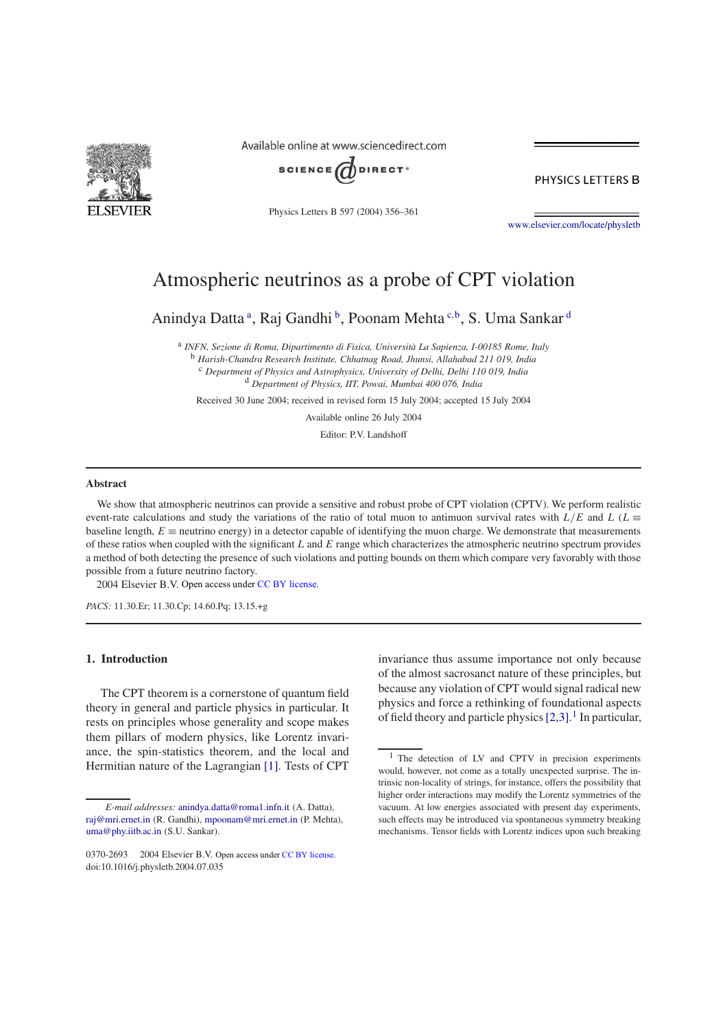# Atmospheric neutrinos as a probe of CPT violation

Anindya Datta [a], Raj Gandhi [b], Poonam Mehta [c,b], S. Uma Sankar [d]

[a] *INFN, Sezione di Roma, Dipartimento di Fisica, Università La Sapienza, I-00185 Rome, Italy*
[b] *Harish-Chandra Research Institute, Chhatnag Road, Jhunsi, Allahabad 211 019, India*
[c] *Department of Physics and Astrophysics, University of Delhi, Delhi 110 019, India*
[d] *Department of Physics, IIT, Powai, Mumbai 400 076, India*

Received 30 June 2004; received in revised form 15 July 2004; accepted 15 July 2004

Available online 26 July 2004

Editor: P.V. Landshoff

## Abstract

We show that atmospheric neutrinos can provide a sensitive and robust probe of CPT violation (CPTV). We perform realistic event-rate calculations and study the variations of the ratio of total muon to antimuon survival rates with $L/E$ and $L$ ($L \equiv$ baseline length, $E \equiv$ neutrino energy) in a detector capable of identifying the muon charge. We demonstrate that measurements of these ratios when coupled with the significant $L$ and $E$ range which characterizes the atmospheric neutrino spectrum provides a method of both detecting the presence of such violations and putting bounds on them which compare very favorably with those possible from a future neutrino factory.

2004 Elsevier B.V. Open access under CC BY license.

*PACS:* 11.30.Er; 11.30.Cp; 14.60.Pq; 13.15.+g

## 1. Introduction

The CPT theorem is a cornerstone of quantum field theory in general and particle physics in particular. It rests on principles whose generality and scope makes them pillars of modern physics, like Lorentz invariance, the spin-statistics theorem, and the local and Hermitian nature of the Lagrangian [1]. Tests of CPT invariance thus assume importance not only because of the almost sacrosanct nature of these principles, but because any violation of CPT would signal radical new physics and force a rethinking of foundational aspects of field theory and particle physics [2,3].[1] In particular,

[1] The detection of LV and CPTV in precision experiments would, however, not come as a totally unexpected surprise. The intrinsic non-locality of strings, for instance, offers the possibility that higher order interactions may modify the Lorentz symmetries of the vacuum. At low energies associated with present day experiments, such effects may be introduced via spontaneous symmetry breaking mechanisms. Tensor fields with Lorentz indices upon such breaking

*E-mail addresses:* anindya.datta@roma1.infn.it (A. Datta), raj@mri.ernet.in (R. Gandhi), mpoonam@mri.ernet.in (P. Mehta), uma@phy.iitb.ac.in (S.U. Sankar).

0370-2693 2004 Elsevier B.V. Open access under CC BY license.
doi:10.1016/j.physletb.2004.07.035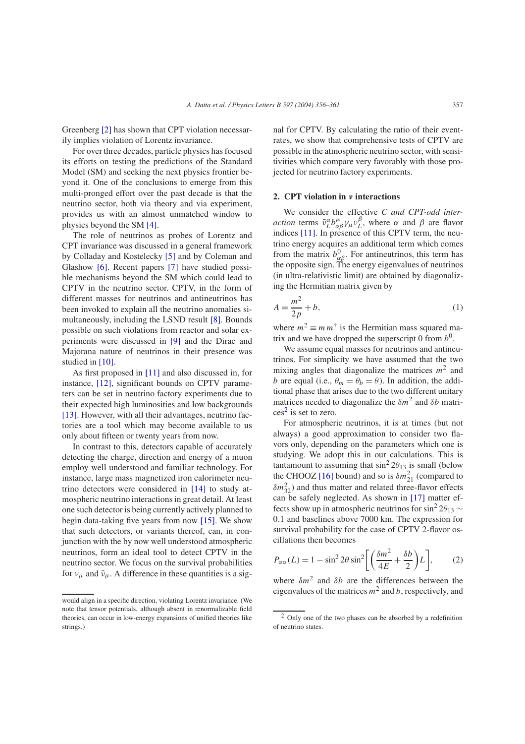Greenberg [2] has shown that CPT violation necessarily implies violation of Lorentz invariance.

For over three decades, particle physics has focused its efforts on testing the predictions of the Standard Model (SM) and seeking the next physics frontier beyond it. One of the conclusions to emerge from this multi-pronged effort over the past decade is that the neutrino sector, both via theory and via experiment, provides us with an almost unmatched window to physics beyond the SM [4].

The role of neutrinos as probes of Lorentz and CPT invariance was discussed in a general framework by Colladay and Kostelecky [5] and by Coleman and Glashow [6]. Recent papers [7] have studied possible mechanisms beyond the SM which could lead to CPTV in the neutrino sector. CPTV, in the form of different masses for neutrinos and antineutrinos has been invoked to explain all the neutrino anomalies simultaneously, including the LSND result [8]. Bounds possible on such violations from reactor and solar experiments were discussed in [9] and the Dirac and Majorana nature of neutrinos in their presence was studied in [10].

As first proposed in [11] and also discussed in, for instance, [12], significant bounds on CPTV parameters can be set in neutrino factory experiments due to their expected high luminosities and low backgrounds [13]. However, with all their advantages, neutrino factories are a tool which may become available to us only about fifteen or twenty years from now.

In contrast to this, detectors capable of accurately detecting the charge, direction and energy of a muon employ well understood and familiar technology. For instance, large mass magnetized iron calorimeter neutrino detectors were considered in [14] to study atmospheric neutrino interactions in great detail. At least one such detector is being currently actively planned to begin data-taking five years from now [15]. We show that such detectors, or variants thereof, can, in conjunction with the by now well understood atmospheric neutrinos, form an ideal tool to detect CPTV in the neutrino sector. We focus on the survival probabilities for $\nu_\mu$ and $\bar{\nu}_\mu$. A difference in these quantities is a signal for CPTV. By calculating the ratio of their event-rates, we show that comprehensive tests of CPTV are possible in the atmospheric neutrino sector, with sensitivities which compare very favorably with those projected for neutrino factory experiments.

## 2. CPT violation in $\nu$ interactions

We consider the effective *C and CPT-odd interaction* terms $\bar{\nu}_L^\alpha b_{\alpha\beta}^\mu \gamma_\mu \nu_L^\beta$, where $\alpha$ and $\beta$ are flavor indices [11]. In presence of this CPTV term, the neutrino energy acquires an additional term which comes from the matrix $b_{\alpha\beta}^0$. For antineutrinos, this term has the opposite sign. The energy eigenvalues of neutrinos (in ultra-relativistic limit) are obtained by diagonalizing the Hermitian matrix given by

$$A = \frac{m^2}{2p} + b, \tag{1}$$

where $m^2 \equiv m\,m^\dagger$ is the Hermitian mass squared matrix and we have dropped the superscript 0 from $b^0$.

We assume equal masses for neutrinos and antineutrinos. For simplicity we have assumed that the two mixing angles that diagonalize the matrices $m^2$ and $b$ are equal (i.e., $\theta_m = \theta_b = \theta$). In addition, the additional phase that arises due to the two different unitary matrices needed to diagonalize the $\delta m^2$ and $\delta b$ matrices[2] is set to zero.

For atmospheric neutrinos, it is at times (but not always) a good approximation to consider two flavors only, depending on the parameters which one is studying. We adopt this in our calculations. This is tantamount to assuming that $\sin^2 2\theta_{13}$ is small (below the CHOOZ [16] bound) and so is $\delta m_{21}^2$ (compared to $\delta m_{32}^2$) and thus matter and related three-flavor effects can be safely neglected. As shown in [17] matter effects show up in atmospheric neutrinos for $\sin^2 2\theta_{13} \sim 0.1$ and baselines above 7000 km. The expression for survival probability for the case of CPTV 2-flavor oscillations then becomes

$$P_{\alpha\alpha}(L) = 1 - \sin^2 2\theta \sin^2\left[\left(\frac{\delta m^2}{4E} + \frac{\delta b}{2}\right)L\right], \tag{2}$$

where $\delta m^2$ and $\delta b$ are the differences between the eigenvalues of the matrices $m^2$ and $b$, respectively, and

---

would align in a specific direction, violating Lorentz invariance. (We note that tensor potentials, although absent in renormalizable field theories, can occur in low-energy expansions of unified theories like strings.)

[2] Only one of the two phases can be absorbed by a redefinition of neutrino states.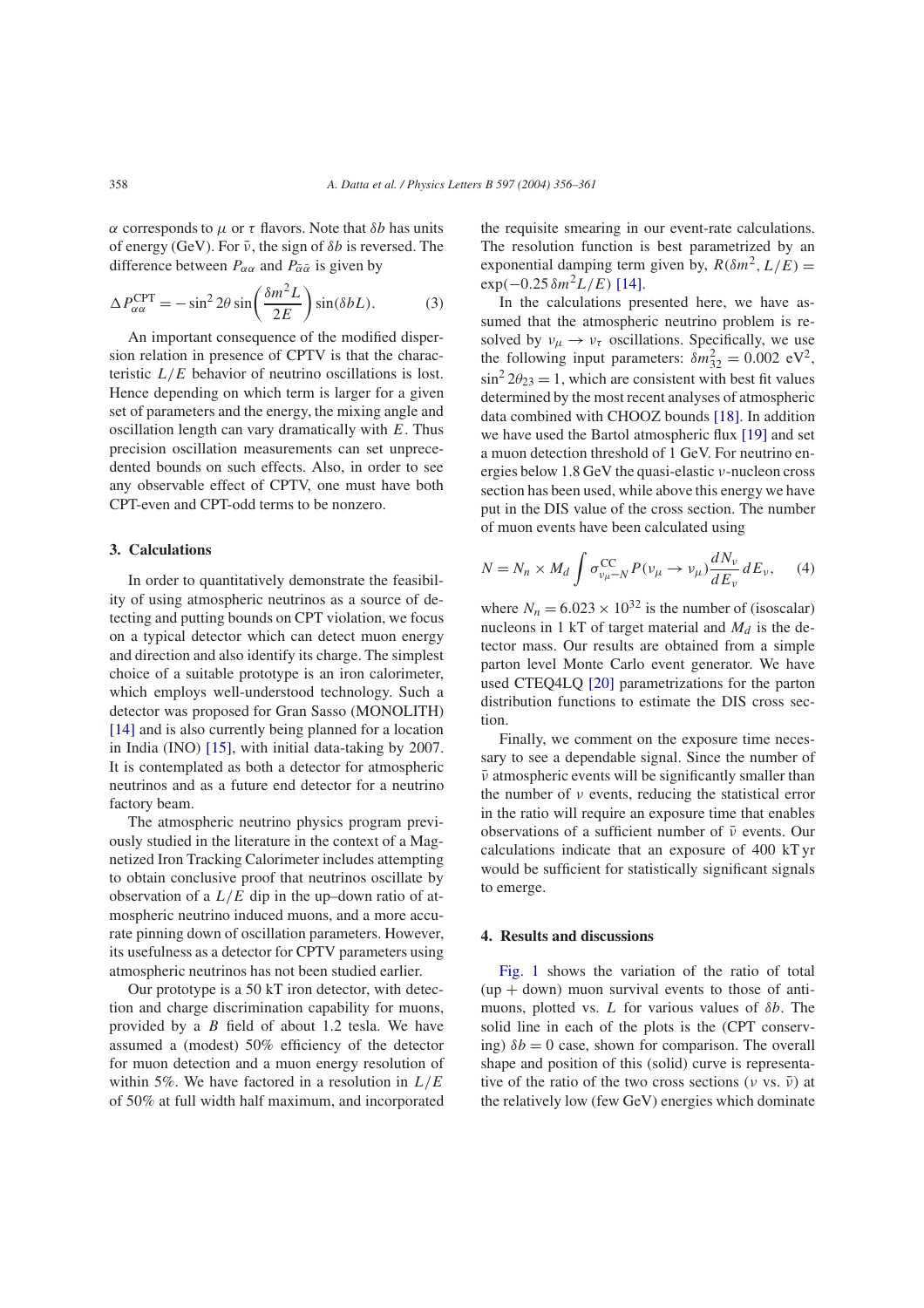$\alpha$ corresponds to $\mu$ or $\tau$ flavors. Note that $\delta b$ has units of energy (GeV). For $\bar{\nu}$, the sign of $\delta b$ is reversed. The difference between $P_{\alpha\alpha}$ and $P_{\bar{\alpha}\bar{\alpha}}$ is given by

$$\Delta P_{\alpha\alpha}^{\mathrm{CPT}} = -\sin^2 2\theta \sin\left(\frac{\delta m^2 L}{2E}\right) \sin(\delta b L). \tag{3}$$

An important consequence of the modified dispersion relation in presence of CPTV is that the characteristic $L/E$ behavior of neutrino oscillations is lost. Hence depending on which term is larger for a given set of parameters and the energy, the mixing angle and oscillation length can vary dramatically with $E$. Thus precision oscillation measurements can set unprecedented bounds on such effects. Also, in order to see any observable effect of CPTV, one must have both CPT-even and CPT-odd terms to be nonzero.

## 3. Calculations

In order to quantitatively demonstrate the feasibility of using atmospheric neutrinos as a source of detecting and putting bounds on CPT violation, we focus on a typical detector which can detect muon energy and direction and also identify its charge. The simplest choice of a suitable prototype is an iron calorimeter, which employs well-understood technology. Such a detector was proposed for Gran Sasso (MONOLITH) [14] and is also currently being planned for a location in India (INO) [15], with initial data-taking by 2007. It is contemplated as both a detector for atmospheric neutrinos and as a future end detector for a neutrino factory beam.

The atmospheric neutrino physics program previously studied in the literature in the context of a Magnetized Iron Tracking Calorimeter includes attempting to obtain conclusive proof that neutrinos oscillate by observation of a $L/E$ dip in the up–down ratio of atmospheric neutrino induced muons, and a more accurate pinning down of oscillation parameters. However, its usefulness as a detector for CPTV parameters using atmospheric neutrinos has not been studied earlier.

Our prototype is a 50 kT iron detector, with detection and charge discrimination capability for muons, provided by a $B$ field of about 1.2 tesla. We have assumed a (modest) 50% efficiency of the detector for muon detection and a muon energy resolution of within 5%. We have factored in a resolution in $L/E$ of 50% at full width half maximum, and incorporated the requisite smearing in our event-rate calculations. The resolution function is best parametrized by an exponential damping term given by, $R(\delta m^2, L/E) = \exp(-0.25\,\delta m^2 L/E)$ [14].

In the calculations presented here, we have assumed that the atmospheric neutrino problem is resolved by $\nu_\mu \to \nu_\tau$ oscillations. Specifically, we use the following input parameters: $\delta m_{32}^2 = 0.002\ \mathrm{eV}^2$, $\sin^2 2\theta_{23} = 1$, which are consistent with best fit values determined by the most recent analyses of atmospheric data combined with CHOOZ bounds [18]. In addition we have used the Bartol atmospheric flux [19] and set a muon detection threshold of 1 GeV. For neutrino energies below 1.8 GeV the quasi-elastic $\nu$-nucleon cross section has been used, while above this energy we have put in the DIS value of the cross section. The number of muon events have been calculated using

$$N = N_n \times M_d \int \sigma_{\nu_\mu - N}^{\mathrm{CC}} P(\nu_\mu \to \nu_\mu) \frac{dN_\nu}{dE_\nu}\, dE_\nu, \tag{4}$$

where $N_n = 6.023 \times 10^{32}$ is the number of (isoscalar) nucleons in 1 kT of target material and $M_d$ is the detector mass. Our results are obtained from a simple parton level Monte Carlo event generator. We have used CTEQ4LQ [20] parametrizations for the parton distribution functions to estimate the DIS cross section.

Finally, we comment on the exposure time necessary to see a dependable signal. Since the number of $\bar{\nu}$ atmospheric events will be significantly smaller than the number of $\nu$ events, reducing the statistical error in the ratio will require an exposure time that enables observations of a sufficient number of $\bar{\nu}$ events. Our calculations indicate that an exposure of 400 kT yr would be sufficient for statistically significant signals to emerge.

## 4. Results and discussions

Fig. 1 shows the variation of the ratio of total (up + down) muon survival events to those of antimuons, plotted vs. $L$ for various values of $\delta b$. The solid line in each of the plots is the (CPT conserving) $\delta b = 0$ case, shown for comparison. The overall shape and position of this (solid) curve is representative of the ratio of the two cross sections ($\nu$ vs. $\bar{\nu}$) at the relatively low (few GeV) energies which dominate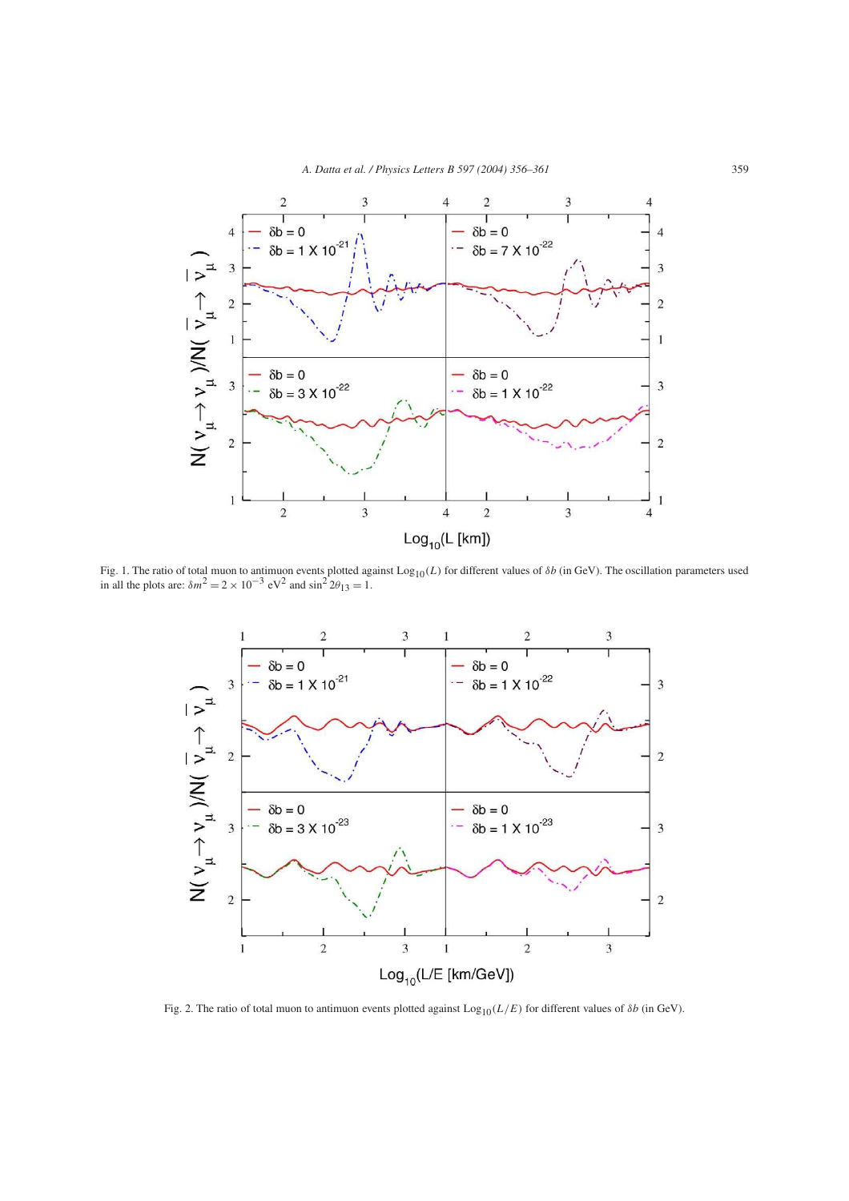Fig. 1. The ratio of total muon to antimuon events plotted against $\text{Log}_{10}(L)$ for different values of $\delta b$ (in GeV). The oscillation parameters used in all the plots are: $\delta m^2 = 2 \times 10^{-3}$ eV$^2$ and $\sin^2 2\theta_{13} = 1$.

Fig. 2. The ratio of total muon to antimuon events plotted against $\text{Log}_{10}(L/E)$ for different values of $\delta b$ (in GeV).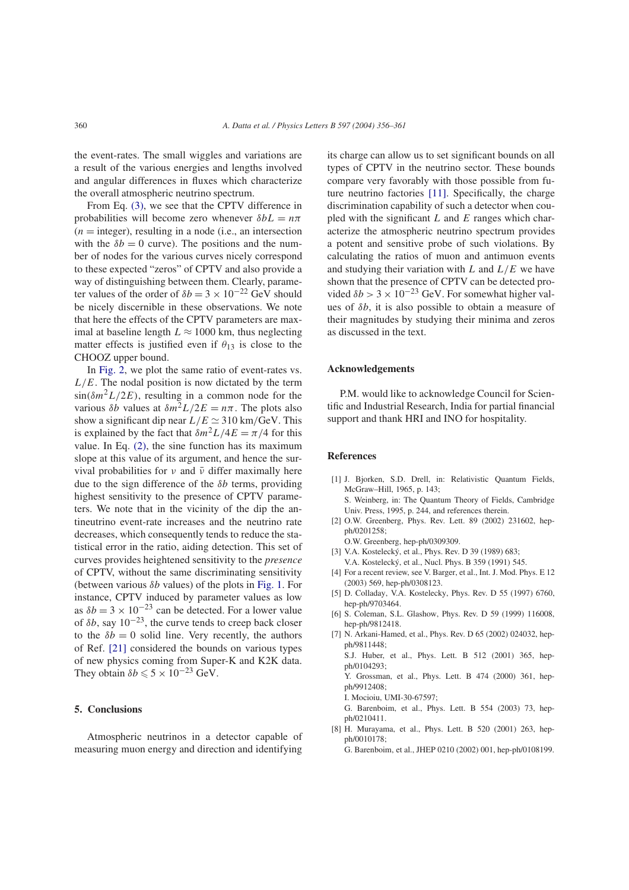the event-rates. The small wiggles and variations are a result of the various energies and lengths involved and angular differences in fluxes which characterize the overall atmospheric neutrino spectrum.

From Eq. (3), we see that the CPTV difference in probabilities will become zero whenever $\delta b L = n\pi$ ($n =$ integer), resulting in a node (i.e., an intersection with the $\delta b = 0$ curve). The positions and the number of nodes for the various curves nicely correspond to these expected "zeros" of CPTV and also provide a way of distinguishing between them. Clearly, parameter values of the order of $\delta b = 3 \times 10^{-22}$ GeV should be nicely discernible in these observations. We note that here the effects of the CPTV parameters are maximal at baseline length $L \approx 1000$ km, thus neglecting matter effects is justified even if $\theta_{13}$ is close to the CHOOZ upper bound.

In Fig. 2, we plot the same ratio of event-rates vs. $L/E$. The nodal position is now dictated by the term $\sin(\delta m^2 L/2E)$, resulting in a common node for the various $\delta b$ values at $\delta m^2 L/2E = n\pi$. The plots also show a significant dip near $L/E \simeq 310$ km/GeV. This is explained by the fact that $\delta m^2 L/4E = \pi/4$ for this value. In Eq. (2), the sine function has its maximum slope at this value of its argument, and hence the survival probabilities for $\nu$ and $\bar{\nu}$ differ maximally here due to the sign difference of the $\delta b$ terms, providing highest sensitivity to the presence of CPTV parameters. We note that in the vicinity of the dip the antineutrino event-rate increases and the neutrino rate decreases, which consequently tends to reduce the statistical error in the ratio, aiding detection. This set of curves provides heightened sensitivity to the *presence* of CPTV, without the same discriminating sensitivity (between various $\delta b$ values) of the plots in Fig. 1. For instance, CPTV induced by parameter values as low as $\delta b = 3 \times 10^{-23}$ can be detected. For a lower value of $\delta b$, say $10^{-23}$, the curve tends to creep back closer to the $\delta b = 0$ solid line. Very recently, the authors of Ref. [21] considered the bounds on various types of new physics coming from Super-K and K2K data. They obtain $\delta b \leqslant 5 \times 10^{-23}$ GeV.

## 5. Conclusions

Atmospheric neutrinos in a detector capable of measuring muon energy and direction and identifying its charge can allow us to set significant bounds on all types of CPTV in the neutrino sector. These bounds compare very favorably with those possible from future neutrino factories [11]. Specifically, the charge discrimination capability of such a detector when coupled with the significant $L$ and $E$ ranges which characterize the atmospheric neutrino spectrum provides a potent and sensitive probe of such violations. By calculating the ratios of muon and antimuon events and studying their variation with $L$ and $L/E$ we have shown that the presence of CPTV can be detected provided $\delta b > 3 \times 10^{-23}$ GeV. For somewhat higher values of $\delta b$, it is also possible to obtain a measure of their magnitudes by studying their minima and zeros as discussed in the text.

## Acknowledgements

P.M. would like to acknowledge Council for Scientific and Industrial Research, India for partial financial support and thank HRI and INO for hospitality.

## References

[1] J. Bjorken, S.D. Drell, in: Relativistic Quantum Fields, McGraw–Hill, 1965, p. 143;
S. Weinberg, in: The Quantum Theory of Fields, Cambridge Univ. Press, 1995, p. 244, and references therein.

[2] O.W. Greenberg, Phys. Rev. Lett. 89 (2002) 231602, hep-ph/0201258;
O.W. Greenberg, hep-ph/0309309.

[3] V.A. Kostelecký, et al., Phys. Rev. D 39 (1989) 683;
V.A. Kostelecký, et al., Nucl. Phys. B 359 (1991) 545.

[4] For a recent review, see V. Barger, et al., Int. J. Mod. Phys. E 12 (2003) 569, hep-ph/0308123.

[5] D. Colladay, V.A. Kostelecky, Phys. Rev. D 55 (1997) 6760, hep-ph/9703464.

[6] S. Coleman, S.L. Glashow, Phys. Rev. D 59 (1999) 116008, hep-ph/9812418.

[7] N. Arkani-Hamed, et al., Phys. Rev. D 65 (2002) 024032, hep-ph/9811448;
S.J. Huber, et al., Phys. Lett. B 512 (2001) 365, hep-ph/0104293;
Y. Grossman, et al., Phys. Lett. B 474 (2000) 361, hep-ph/9912408;
I. Mocioiu, UMI-30-67597;
G. Barenboim, et al., Phys. Lett. B 554 (2003) 73, hep-ph/0210411.

[8] H. Murayama, et al., Phys. Lett. B 520 (2001) 263, hep-ph/0010178;
G. Barenboim, et al., JHEP 0210 (2002) 001, hep-ph/0108199.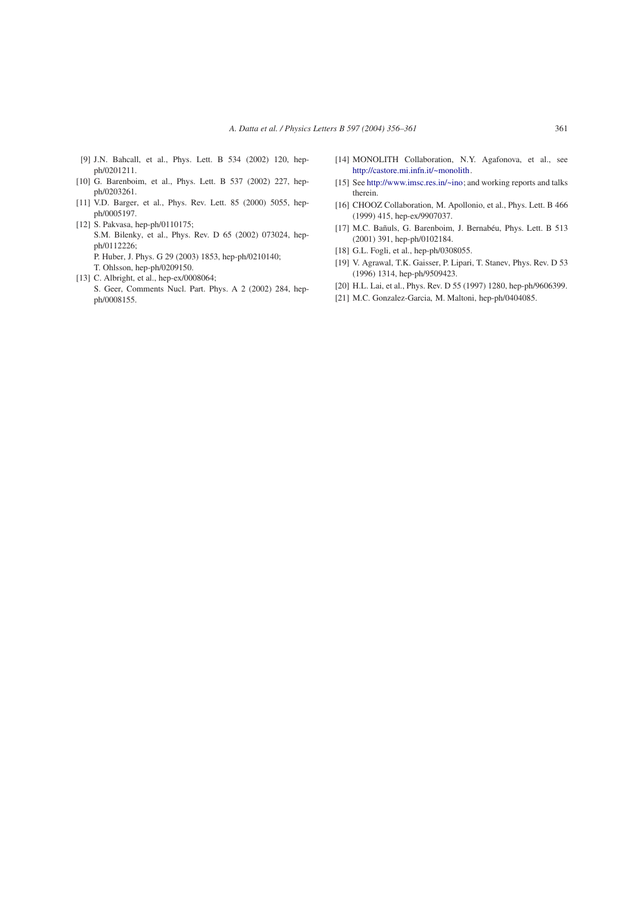[9] J.N. Bahcall, et al., Phys. Lett. B 534 (2002) 120, hep-ph/0201211.

[10] G. Barenboim, et al., Phys. Lett. B 537 (2002) 227, hep-ph/0203261.

[11] V.D. Barger, et al., Phys. Rev. Lett. 85 (2000) 5055, hep-ph/0005197.

[12] S. Pakvasa, hep-ph/0110175;
S.M. Bilenky, et al., Phys. Rev. D 65 (2002) 073024, hep-ph/0112226;
P. Huber, J. Phys. G 29 (2003) 1853, hep-ph/0210140;
T. Ohlsson, hep-ph/0209150.

[13] C. Albright, et al., hep-ex/0008064;
S. Geer, Comments Nucl. Part. Phys. A 2 (2002) 284, hep-ph/0008155.

[14] MONOLITH Collaboration, N.Y. Agafonova, et al., see http://castore.mi.infn.it/~monolith.

[15] See http://www.imsc.res.in/~ino; and working reports and talks therein.

[16] CHOOZ Collaboration, M. Apollonio, et al., Phys. Lett. B 466 (1999) 415, hep-ex/9907037.

[17] M.C. Bañuls, G. Barenboim, J. Bernabéu, Phys. Lett. B 513 (2001) 391, hep-ph/0102184.

[18] G.L. Fogli, et al., hep-ph/0308055.

[19] V. Agrawal, T.K. Gaisser, P. Lipari, T. Stanev, Phys. Rev. D 53 (1996) 1314, hep-ph/9509423.

[20] H.L. Lai, et al., Phys. Rev. D 55 (1997) 1280, hep-ph/9606399.

[21] M.C. Gonzalez-Garcia, M. Maltoni, hep-ph/0404085.